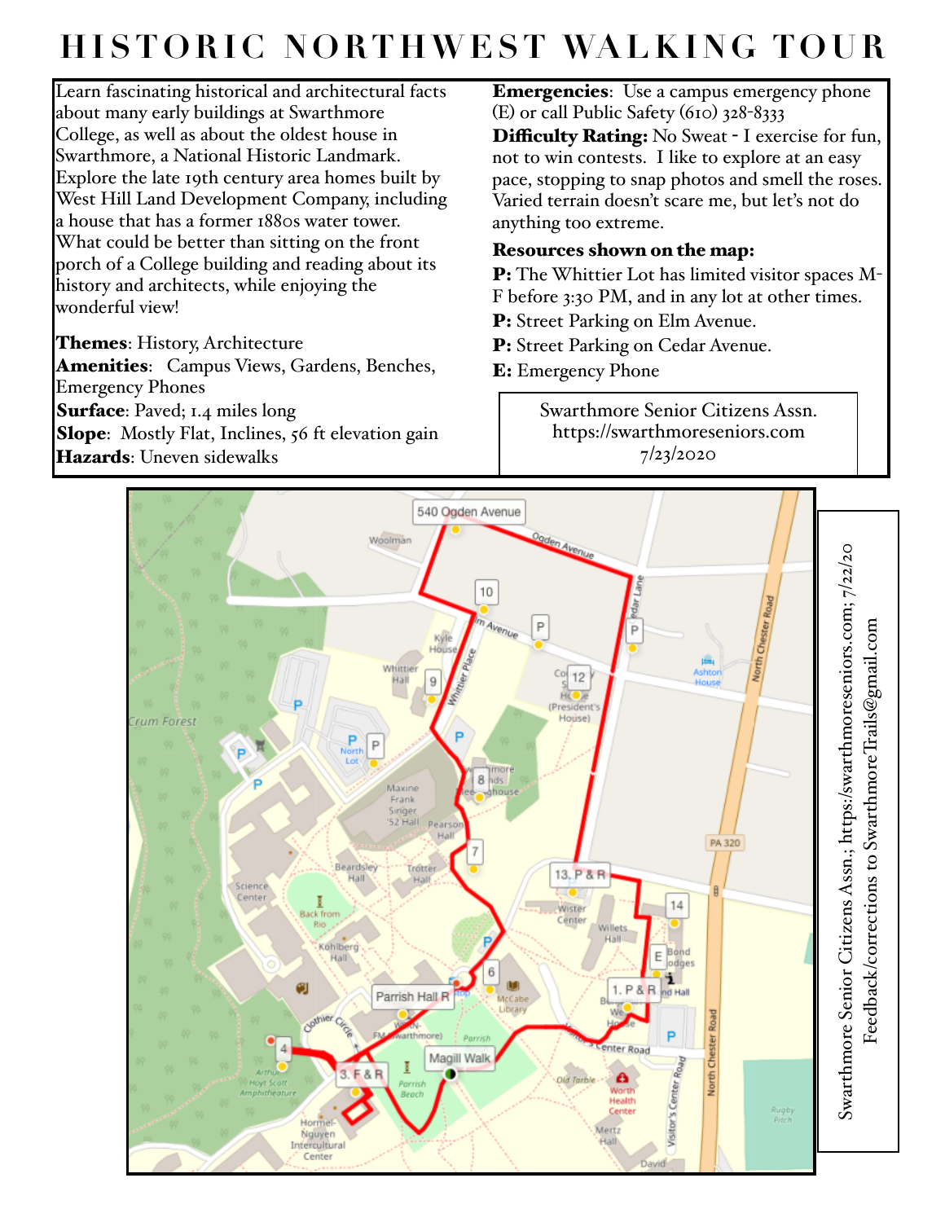# HISTORIC NORTHWEST WALKING TOUR

Learn fascinating historical and architectural facts about many early buildings at Swarthmore College, as well as about the oldest house in Swarthmore, a National Historic Landmark. Explore the late 19th century area homes built by West Hill Land Development Company, including a house that has a former 1880s water tower. What could be better than sitting on the front porch of a College building and reading about its history and architects, while enjoying the wonderful view!

**Themes**: History, Architecture
**Amenities**: Campus Views, Gardens, Benches, Emergency Phones
**Surface**: Paved; 1.4 miles long
**Slope**: Mostly Flat, Inclines, 56 ft elevation gain
**Hazards**: Uneven sidewalks

**Emergencies**: Use a campus emergency phone (E) or call Public Safety (610) 328-8333

**Difficulty Rating:** No Sweat - I exercise for fun, not to win contests. I like to explore at an easy pace, stopping to snap photos and smell the roses. Varied terrain doesn't scare me, but let's not do anything too extreme.

**Resources shown on the map:**

**P:** The Whittier Lot has limited visitor spaces M-F before 3:30 PM, and in any lot at other times.
**P:** Street Parking on Elm Avenue.
**P:** Street Parking on Cedar Avenue.
**E:** Emergency Phone

Swarthmore Senior Citizens Assn.
https://swarthmoreseniors.com
7/23/2020

Swarthmore Senior Citizens Assn.; https://swarthmoreseniors.com; 7/22/20
Feedback/corrections to SwarthmoreTrails@gmail.com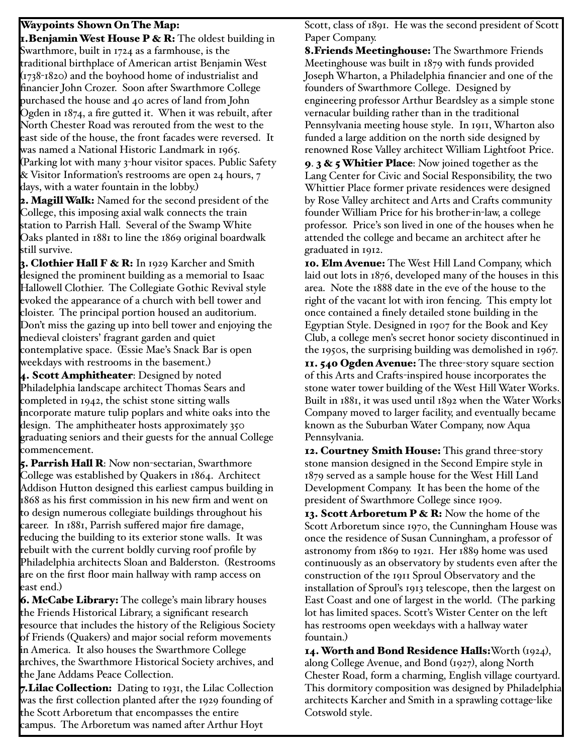## Waypoints Shown On The Map:

**1. Benjamin West House P & R:** The oldest building in Swarthmore, built in 1724 as a farmhouse, is the traditional birthplace of American artist Benjamin West (1738-1820) and the boyhood home of industrialist and financier John Crozer. Soon after Swarthmore College purchased the house and 40 acres of land from John Ogden in 1874, a fire gutted it. When it was rebuilt, after North Chester Road was rerouted from the west to the east side of the house, the front facades were reversed. It was named a National Historic Landmark in 1965. (Parking lot with many 3-hour visitor spaces. Public Safety & Visitor Information's restrooms are open 24 hours, 7 days, with a water fountain in the lobby.)

**2. Magill Walk:** Named for the second president of the College, this imposing axial walk connects the train station to Parrish Hall. Several of the Swamp White Oaks planted in 1881 to line the 1869 original boardwalk still survive.

**3. Clothier Hall F & R:** In 1929 Karcher and Smith designed the prominent building as a memorial to Isaac Hallowell Clothier. The Collegiate Gothic Revival style evoked the appearance of a church with bell tower and cloister. The principal portion housed an auditorium. Don't miss the gazing up into bell tower and enjoying the medieval cloisters' fragrant garden and quiet contemplative space. (Essie Mae's Snack Bar is open weekdays with restrooms in the basement.)

**4. Scott Amphitheater**: Designed by noted Philadelphia landscape architect Thomas Sears and completed in 1942, the schist stone sitting walls incorporate mature tulip poplars and white oaks into the design. The amphitheater hosts approximately 350 graduating seniors and their guests for the annual College commencement.

**5. Parrish Hall R**: Now non-sectarian, Swarthmore College was established by Quakers in 1864. Architect Addison Hutton designed this earliest campus building in 1868 as his first commission in his new firm and went on to design numerous collegiate buildings throughout his career. In 1881, Parrish suffered major fire damage, reducing the building to its exterior stone walls. It was rebuilt with the current boldly curving roof profile by Philadelphia architects Sloan and Balderston. (Restrooms are on the first floor main hallway with ramp access on east end.)

**6. McCabe Library:** The college's main library houses the Friends Historical Library, a significant research resource that includes the history of the Religious Society of Friends (Quakers) and major social reform movements in America. It also houses the Swarthmore College archives, the Swarthmore Historical Society archives, and the Jane Addams Peace Collection.

**7. Lilac Collection:** Dating to 1931, the Lilac Collection was the first collection planted after the 1929 founding of the Scott Arboretum that encompasses the entire campus. The Arboretum was named after Arthur Hoyt Scott, class of 1891. He was the second president of Scott Paper Company.

**8. Friends Meetinghouse:** The Swarthmore Friends Meetinghouse was built in 1879 with funds provided Joseph Wharton, a Philadelphia financier and one of the founders of Swarthmore College. Designed by engineering professor Arthur Beardsley as a simple stone vernacular building rather than in the traditional Pennsylvania meeting house style. In 1911, Wharton also funded a large addition on the north side designed by renowned Rose Valley architect William Lightfoot Price.

**9. 3 & 5 Whitier Place**: Now joined together as the Lang Center for Civic and Social Responsibility, the two Whittier Place former private residences were designed by Rose Valley architect and Arts and Crafts community founder William Price for his brother-in-law, a college professor. Price's son lived in one of the houses when he attended the college and became an architect after he graduated in 1912.

**10. Elm Avenue:** The West Hill Land Company, which laid out lots in 1876, developed many of the houses in this area. Note the 1888 date in the eve of the house to the right of the vacant lot with iron fencing. This empty lot once contained a finely detailed stone building in the Egyptian Style. Designed in 1907 for the Book and Key Club, a college men's secret honor society discontinued in the 1950s, the surprising building was demolished in 1967.

**11. 540 Ogden Avenue:** The three-story square section of this Arts and Crafts-inspired house incorporates the stone water tower building of the West Hill Water Works. Built in 1881, it was used until 1892 when the Water Works Company moved to larger facility, and eventually became known as the Suburban Water Company, now Aqua Pennsylvania.

**12. Courtney Smith House:** This grand three-story stone mansion designed in the Second Empire style in 1879 served as a sample house for the West Hill Land Development Company. It has been the home of the president of Swarthmore College since 1909.

**13. Scott Arboretum P & R:** Now the home of the Scott Arboretum since 1970, the Cunningham House was once the residence of Susan Cunningham, a professor of astronomy from 1869 to 1921. Her 1889 home was used continuously as an observatory by students even after the construction of the 1911 Sproul Observatory and the installation of Sproul's 1913 telescope, then the largest on East Coast and one of largest in the world. (The parking lot has limited spaces. Scott's Wister Center on the left has restrooms open weekdays with a hallway water fountain.)

**14. Worth and Bond Residence Halls:** Worth (1924), along College Avenue, and Bond (1927), along North Chester Road, form a charming, English village courtyard. This dormitory composition was designed by Philadelphia architects Karcher and Smith in a sprawling cottage-like Cotswold style.